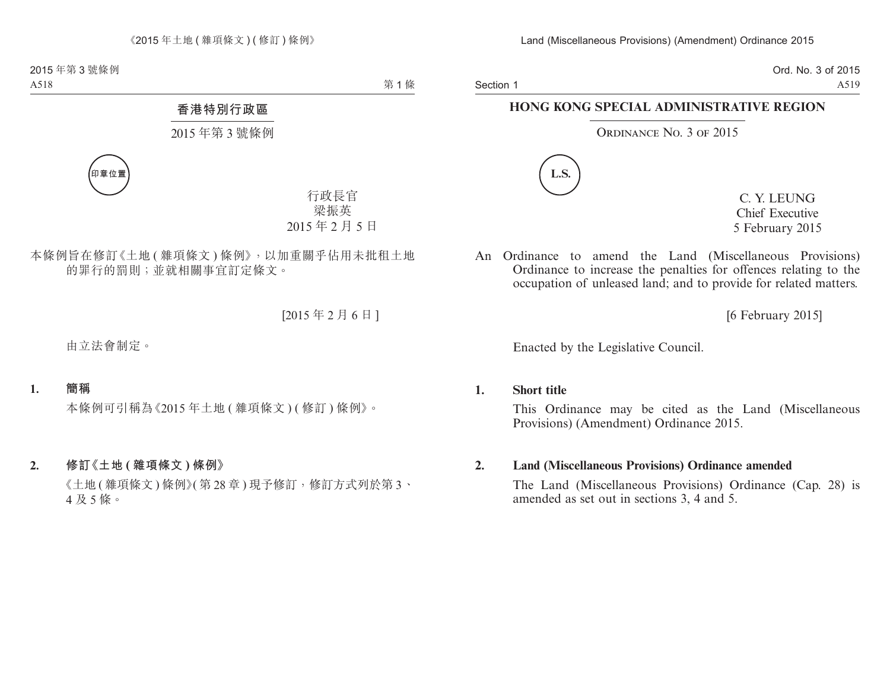# 香港特別行政區

## 2015 年第 3 號條例

印章位置

行政長官
梁振英
2015 年 2 月 5 日

本條例旨在修訂《土地 (雜項條文) 條例》，以加重關乎佔用未批租土地的罪行的罰則；並就相關事宜訂定條文。

[2015 年 2 月 6 日]

由立法會制定。

**1. 簡稱**

本條例可引稱為《2015 年土地 (雜項條文) (修訂) 條例》。

**2. 修訂《土地 (雜項條文) 條例》**

《土地 (雜項條文) 條例》(第 28 章) 現予修訂，修訂方式列於第 3、4 及 5 條。

# HONG KONG SPECIAL ADMINISTRATIVE REGION

## Ordinance No. 3 of 2015

L.S.

C. Y. LEUNG
Chief Executive
5 February 2015

An Ordinance to amend the Land (Miscellaneous Provisions) Ordinance to increase the penalties for offences relating to the occupation of unleased land; and to provide for related matters.

[6 February 2015]

Enacted by the Legislative Council.

**1. Short title**

This Ordinance may be cited as the Land (Miscellaneous Provisions) (Amendment) Ordinance 2015.

**2. Land (Miscellaneous Provisions) Ordinance amended**

The Land (Miscellaneous Provisions) Ordinance (Cap. 28) is amended as set out in sections 3, 4 and 5.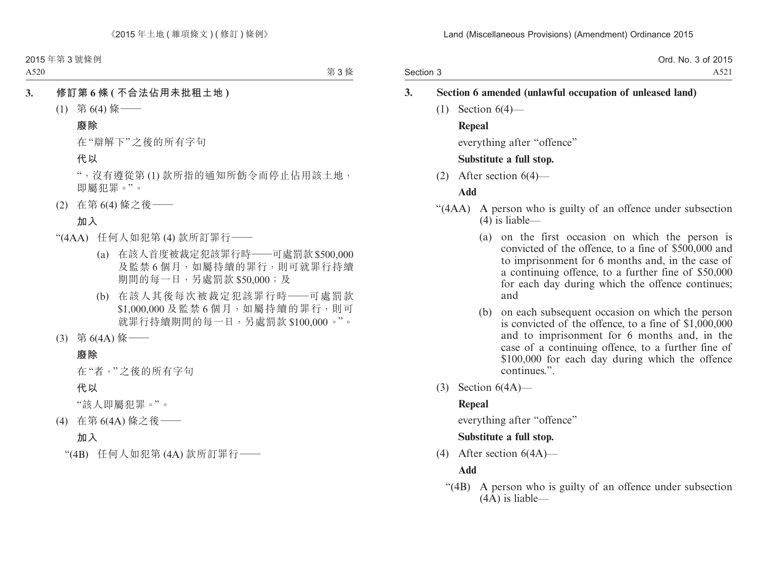3. **修訂第 6 條 (不合法佔用未批租土地)**

(1) 第 6(4) 條——

**廢除**

在“辯解下”之後的所有字句

**代以**

“，沒有遵從第 (1) 款所指的通知所飭令而停止佔用該土地，即屬犯罪。”。

(2) 在第 6(4) 條之後——

**加入**

“(4AA) 任何人如犯第 (4) 款所訂罪行——

(a) 在該人首度被裁定犯該罪行時——可處罰款 $500,000 及監禁 6 個月，如屬持續的罪行，則可就罪行持續期間的每一日，另處罰款 $50,000；及

(b) 在該人其後每次被裁定犯該罪行時——可處罰款 $1,000,000 及監禁 6 個月，如屬持續的罪行，則可就罪行持續期間的每一日，另處罰款 $100,000。”。

(3) 第 6(4A) 條——

**廢除**

在“者，”之後的所有字句

**代以**

“該人即屬犯罪。”。

(4) 在第 6(4A) 條之後——

**加入**

“(4B) 任何人如犯第 (4A) 款所訂罪行——

3. **Section 6 amended (unlawful occupation of unleased land)**

(1) Section 6(4)—

**Repeal**

everything after “offence”

**Substitute a full stop.**

(2) After section 6(4)—

**Add**

“(4AA) A person who is guilty of an offence under subsection (4) is liable—

(a) on the first occasion on which the person is convicted of the offence, to a fine of $500,000 and to imprisonment for 6 months and, in the case of a continuing offence, to a further fine of $50,000 for each day during which the offence continues; and

(b) on each subsequent occasion on which the person is convicted of the offence, to a fine of $1,000,000 and to imprisonment for 6 months and, in the case of a continuing offence, to a further fine of $100,000 for each day during which the offence continues.”.

(3) Section 6(4A)—

**Repeal**

everything after “offence”

**Substitute a full stop.**

(4) After section 6(4A)—

**Add**

“(4B) A person who is guilty of an offence under subsection (4A) is liable—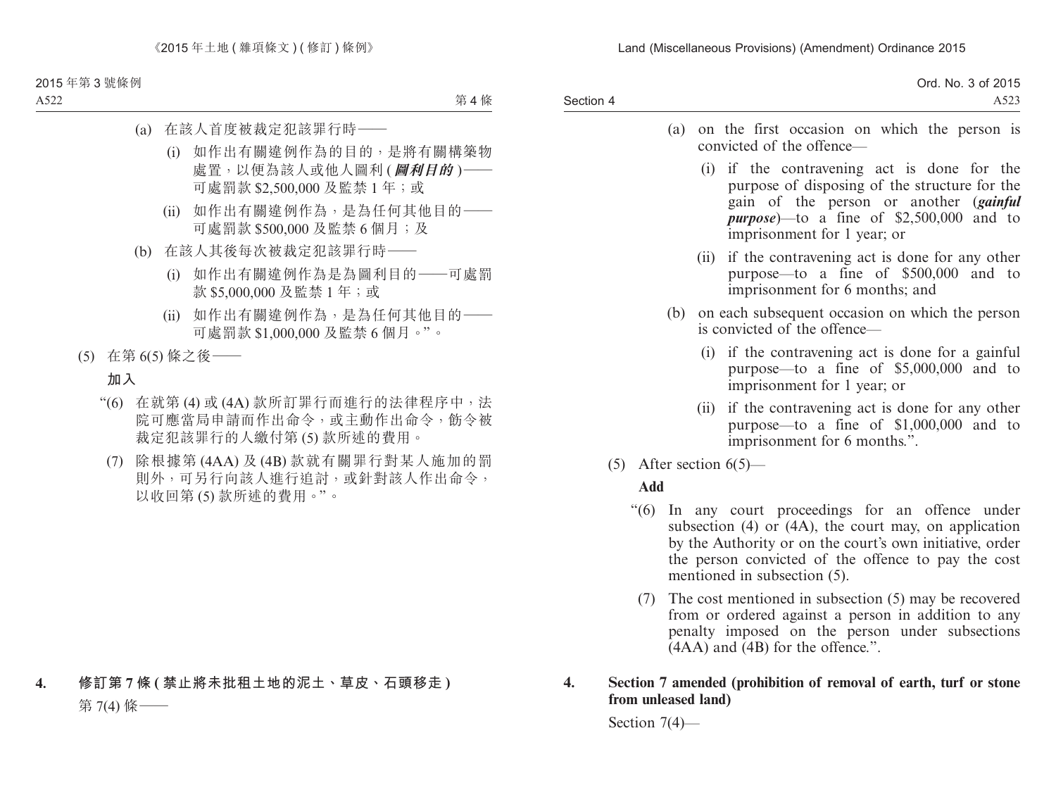(a) 在該人首度被裁定犯該罪行時——

(i) 如作出有關違例作為的目的，是將有關構築物處置，以便為該人或他人圖利 (***圖利目的***)——可處罰款 $2,500,000 及監禁 1 年；或

(ii) 如作出有關違例作為，是為任何其他目的——可處罰款 $500,000 及監禁 6 個月；及

(b) 在該人其後每次被裁定犯該罪行時——

(i) 如作出有關違例作為是為圖利目的——可處罰款 $5,000,000 及監禁 1 年；或

(ii) 如作出有關違例作為，是為任何其他目的——可處罰款 $1,000,000 及監禁 6 個月。”。

(5) 在第 6(5) 條之後——

**加入**

“(6) 在就第 (4) 或 (4A) 款所訂罪行而進行的法律程序中，法院可應當局申請而作出命令，或主動作出命令，飭令被裁定犯該罪行的人繳付第 (5) 款所述的費用。

(7) 除根據第 (4AA) 及 (4B) 款就有關罪行對某人施加的罰則外，可另行向該人進行追討，或針對該人作出命令，以收回第 (5) 款所述的費用。”。

**4. 修訂第 7 條 (禁止將未批租土地的泥土、草皮、石頭移走)**

第 7(4) 條——

(a) on the first occasion on which the person is convicted of the offence—

(i) if the contravening act is done for the purpose of disposing of the structure for the gain of the person or another (***gainful purpose***)—to a fine of $2,500,000 and to imprisonment for 1 year; or

(ii) if the contravening act is done for any other purpose—to a fine of $500,000 and to imprisonment for 6 months; and

(b) on each subsequent occasion on which the person is convicted of the offence—

(i) if the contravening act is done for a gainful purpose—to a fine of $5,000,000 and to imprisonment for 1 year; or

(ii) if the contravening act is done for any other purpose—to a fine of $1,000,000 and to imprisonment for 6 months.”.

(5) After section 6(5)—

**Add**

“(6) In any court proceedings for an offence under subsection (4) or (4A), the court may, on application by the Authority or on the court’s own initiative, order the person convicted of the offence to pay the cost mentioned in subsection (5).

(7) The cost mentioned in subsection (5) may be recovered from or ordered against a person in addition to any penalty imposed on the person under subsections (4AA) and (4B) for the offence.”.

**4. Section 7 amended (prohibition of removal of earth, turf or stone from unleased land)**

Section 7(4)—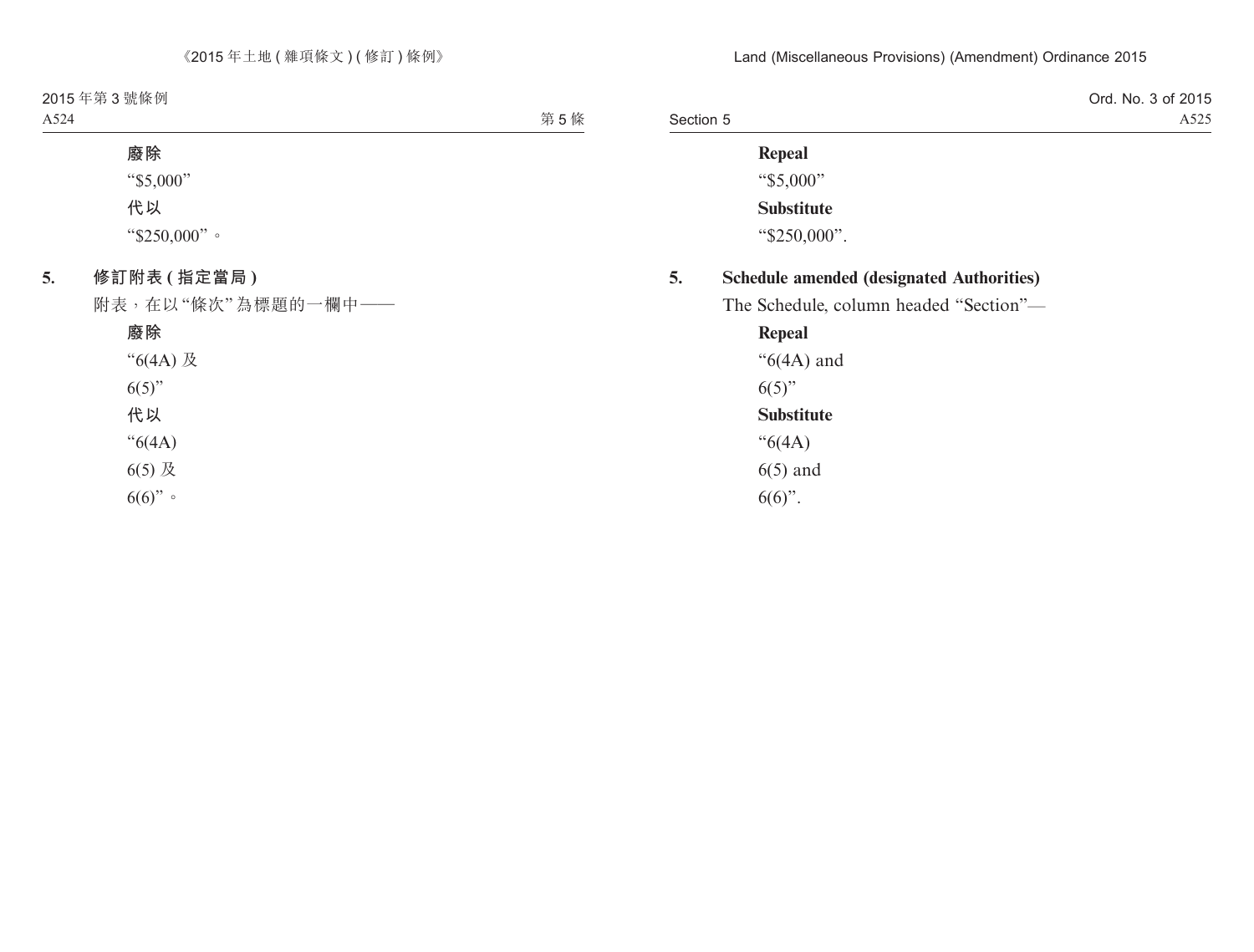**廢除**

“$5,000”

**代以**

“$250,000”。

**5. 修訂附表 ( 指定當局 )**

附表，在以“條次”為標題的一欄中——

**廢除**

“6(4A) 及

6(5)”

**代以**

“6(4A)

6(5) 及

6(6)”。

**Repeal**

“$5,000”

**Substitute**

“$250,000”.

**5. Schedule amended (designated Authorities)**

The Schedule, column headed “Section”—

**Repeal**

“6(4A) and

6(5)”

**Substitute**

“6(4A)

6(5) and

6(6)”.